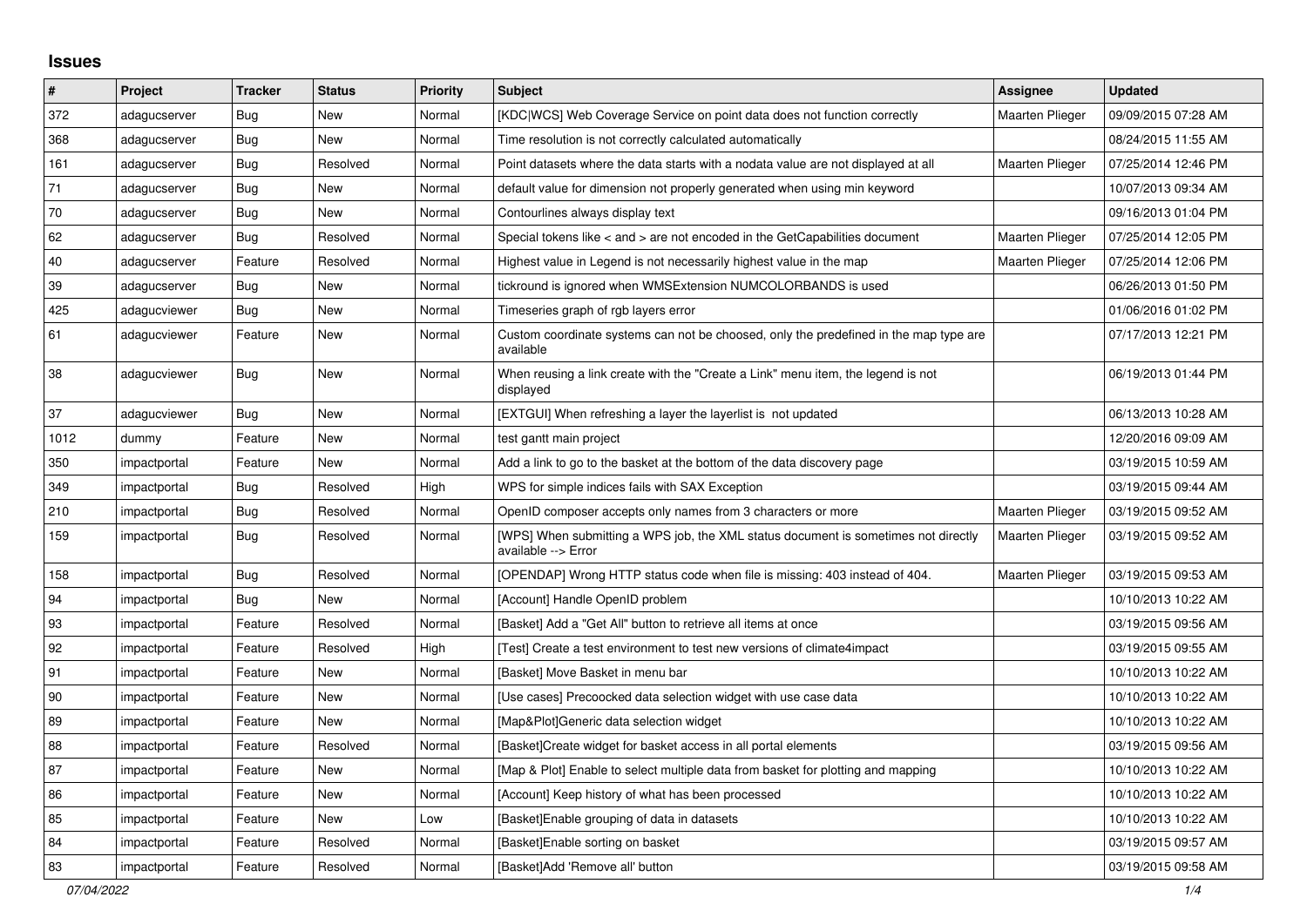## Issues

| # | Project | Tracker | Status | Priority | Subject | Assignee | Updated |
|---|---|---|---|---|---|---|---|
| 372 | adagucserver | Bug | New | Normal | [KDC\|WCS] Web Coverage Service on point data does not function correctly | Maarten Plieger | 09/09/2015 07:28 AM |
| 368 | adagucserver | Bug | New | Normal | Time resolution is not correctly calculated automatically | | 08/24/2015 11:55 AM |
| 161 | adagucserver | Bug | Resolved | Normal | Point datasets where the data starts with a nodata value are not displayed at all | Maarten Plieger | 07/25/2014 12:46 PM |
| 71 | adagucserver | Bug | New | Normal | default value for dimension not properly generated when using min keyword | | 10/07/2013 09:34 AM |
| 70 | adagucserver | Bug | New | Normal | Contourlines always display text | | 09/16/2013 01:04 PM |
| 62 | adagucserver | Bug | Resolved | Normal | Special tokens like < and > are not encoded in the GetCapabilities document | Maarten Plieger | 07/25/2014 12:05 PM |
| 40 | adagucserver | Feature | Resolved | Normal | Highest value in Legend is not necessarily highest value in the map | Maarten Plieger | 07/25/2014 12:06 PM |
| 39 | adagucserver | Bug | New | Normal | tickround is ignored when WMSExtension NUMCOLORBANDS is used | | 06/26/2013 01:50 PM |
| 425 | adagucviewer | Bug | New | Normal | Timeseries graph of rgb layers error | | 01/06/2016 01:02 PM |
| 61 | adagucviewer | Feature | New | Normal | Custom coordinate systems can not be choosed, only the predefined in the map type are available | | 07/17/2013 12:21 PM |
| 38 | adagucviewer | Bug | New | Normal | When reusing a link create with the "Create a Link" menu item, the legend is not displayed | | 06/19/2013 01:44 PM |
| 37 | adagucviewer | Bug | New | Normal | [EXTGUI] When refreshing a layer the layerlist is not updated | | 06/13/2013 10:28 AM |
| 1012 | dummy | Feature | New | Normal | test gantt main project | | 12/20/2016 09:09 AM |
| 350 | impactportal | Feature | New | Normal | Add a link to go to the basket at the bottom of the data discovery page | | 03/19/2015 10:59 AM |
| 349 | impactportal | Bug | Resolved | High | WPS for simple indices fails with SAX Exception | | 03/19/2015 09:44 AM |
| 210 | impactportal | Bug | Resolved | Normal | OpenID composer accepts only names from 3 characters or more | Maarten Plieger | 03/19/2015 09:52 AM |
| 159 | impactportal | Bug | Resolved | Normal | [WPS] When submitting a WPS job, the XML status document is sometimes not directly available --> Error | Maarten Plieger | 03/19/2015 09:52 AM |
| 158 | impactportal | Bug | Resolved | Normal | [OPENDAP] Wrong HTTP status code when file is missing: 403 instead of 404. | Maarten Plieger | 03/19/2015 09:53 AM |
| 94 | impactportal | Bug | New | Normal | [Account] Handle OpenID problem | | 10/10/2013 10:22 AM |
| 93 | impactportal | Feature | Resolved | Normal | [Basket] Add a "Get All" button to retrieve all items at once | | 03/19/2015 09:56 AM |
| 92 | impactportal | Feature | Resolved | High | [Test] Create a test environment to test new versions of climate4impact | | 03/19/2015 09:55 AM |
| 91 | impactportal | Feature | New | Normal | [Basket] Move Basket in menu bar | | 10/10/2013 10:22 AM |
| 90 | impactportal | Feature | New | Normal | [Use cases] Precoocked data selection widget with use case data | | 10/10/2013 10:22 AM |
| 89 | impactportal | Feature | New | Normal | [Map&Plot]Generic data selection widget | | 10/10/2013 10:22 AM |
| 88 | impactportal | Feature | Resolved | Normal | [Basket]Create widget for basket access in all portal elements | | 03/19/2015 09:56 AM |
| 87 | impactportal | Feature | New | Normal | [Map & Plot] Enable to select multiple data from basket for plotting and mapping | | 10/10/2013 10:22 AM |
| 86 | impactportal | Feature | New | Normal | [Account] Keep history of what has been processed | | 10/10/2013 10:22 AM |
| 85 | impactportal | Feature | New | Low | [Basket]Enable grouping of data in datasets | | 10/10/2013 10:22 AM |
| 84 | impactportal | Feature | Resolved | Normal | [Basket]Enable sorting on basket | | 03/19/2015 09:57 AM |
| 83 | impactportal | Feature | Resolved | Normal | [Basket]Add 'Remove all' button | | 03/19/2015 09:58 AM |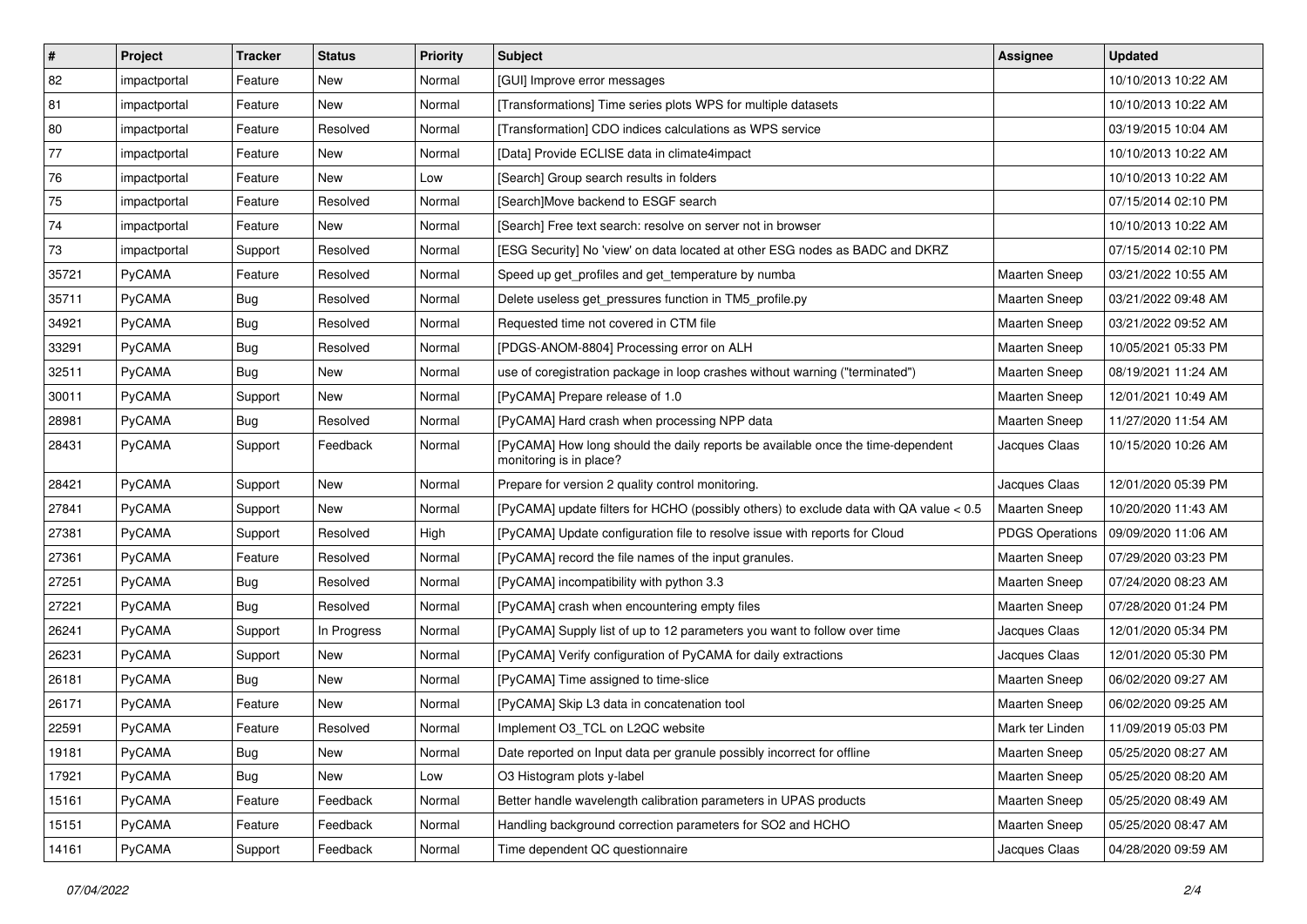| # | Project | Tracker | Status | Priority | Subject | Assignee | Updated |
|---|---|---|---|---|---|---|---|
| 82 | impactportal | Feature | New | Normal | [GUI] Improve error messages | | 10/10/2013 10:22 AM |
| 81 | impactportal | Feature | New | Normal | [Transformations] Time series plots WPS for multiple datasets | | 10/10/2013 10:22 AM |
| 80 | impactportal | Feature | Resolved | Normal | [Transformation] CDO indices calculations as WPS service | | 03/19/2015 10:04 AM |
| 77 | impactportal | Feature | New | Normal | [Data] Provide ECLISE data in climate4impact | | 10/10/2013 10:22 AM |
| 76 | impactportal | Feature | New | Low | [Search] Group search results in folders | | 10/10/2013 10:22 AM |
| 75 | impactportal | Feature | Resolved | Normal | [Search]Move backend to ESGF search | | 07/15/2014 02:10 PM |
| 74 | impactportal | Feature | New | Normal | [Search] Free text search: resolve on server not in browser | | 10/10/2013 10:22 AM |
| 73 | impactportal | Support | Resolved | Normal | [ESG Security] No 'view' on data located at other ESG nodes as BADC and DKRZ | | 07/15/2014 02:10 PM |
| 35721 | PyCAMA | Feature | Resolved | Normal | Speed up get_profiles and get_temperature by numba | Maarten Sneep | 03/21/2022 10:55 AM |
| 35711 | PyCAMA | Bug | Resolved | Normal | Delete useless get_pressures function in TM5_profile.py | Maarten Sneep | 03/21/2022 09:48 AM |
| 34921 | PyCAMA | Bug | Resolved | Normal | Requested time not covered in CTM file | Maarten Sneep | 03/21/2022 09:52 AM |
| 33291 | PyCAMA | Bug | Resolved | Normal | [PDGS-ANOM-8804] Processing error on ALH | Maarten Sneep | 10/05/2021 05:33 PM |
| 32511 | PyCAMA | Bug | New | Normal | use of coregistration package in loop crashes without warning ("terminated") | Maarten Sneep | 08/19/2021 11:24 AM |
| 30011 | PyCAMA | Support | New | Normal | [PyCAMA] Prepare release of 1.0 | Maarten Sneep | 12/01/2021 10:49 AM |
| 28981 | PyCAMA | Bug | Resolved | Normal | [PyCAMA] Hard crash when processing NPP data | Maarten Sneep | 11/27/2020 11:54 AM |
| 28431 | PyCAMA | Support | Feedback | Normal | [PyCAMA] How long should the daily reports be available once the time-dependent monitoring is in place? | Jacques Claas | 10/15/2020 10:26 AM |
| 28421 | PyCAMA | Support | New | Normal | Prepare for version 2 quality control monitoring. | Jacques Claas | 12/01/2020 05:39 PM |
| 27841 | PyCAMA | Support | New | Normal | [PyCAMA] update filters for HCHO (possibly others) to exclude data with QA value < 0.5 | Maarten Sneep | 10/20/2020 11:43 AM |
| 27381 | PyCAMA | Support | Resolved | High | [PyCAMA] Update configuration file to resolve issue with reports for Cloud | PDGS Operations | 09/09/2020 11:06 AM |
| 27361 | PyCAMA | Feature | Resolved | Normal | [PyCAMA] record the file names of the input granules. | Maarten Sneep | 07/29/2020 03:23 PM |
| 27251 | PyCAMA | Bug | Resolved | Normal | [PyCAMA] incompatibility with python 3.3 | Maarten Sneep | 07/24/2020 08:23 AM |
| 27221 | PyCAMA | Bug | Resolved | Normal | [PyCAMA] crash when encountering empty files | Maarten Sneep | 07/28/2020 01:24 PM |
| 26241 | PyCAMA | Support | In Progress | Normal | [PyCAMA] Supply list of up to 12 parameters you want to follow over time | Jacques Claas | 12/01/2020 05:34 PM |
| 26231 | PyCAMA | Support | New | Normal | [PyCAMA] Verify configuration of PyCAMA for daily extractions | Jacques Claas | 12/01/2020 05:30 PM |
| 26181 | PyCAMA | Bug | New | Normal | [PyCAMA] Time assigned to time-slice | Maarten Sneep | 06/02/2020 09:27 AM |
| 26171 | PyCAMA | Feature | New | Normal | [PyCAMA] Skip L3 data in concatenation tool | Maarten Sneep | 06/02/2020 09:25 AM |
| 22591 | PyCAMA | Feature | Resolved | Normal | Implement O3_TCL on L2QC website | Mark ter Linden | 11/09/2019 05:03 PM |
| 19181 | PyCAMA | Bug | New | Normal | Date reported on Input data per granule possibly incorrect for offline | Maarten Sneep | 05/25/2020 08:27 AM |
| 17921 | PyCAMA | Bug | New | Low | O3 Histogram plots y-label | Maarten Sneep | 05/25/2020 08:20 AM |
| 15161 | PyCAMA | Feature | Feedback | Normal | Better handle wavelength calibration parameters in UPAS products | Maarten Sneep | 05/25/2020 08:49 AM |
| 15151 | PyCAMA | Feature | Feedback | Normal | Handling background correction parameters for SO2 and HCHO | Maarten Sneep | 05/25/2020 08:47 AM |
| 14161 | PyCAMA | Support | Feedback | Normal | Time dependent QC questionnaire | Jacques Claas | 04/28/2020 09:59 AM |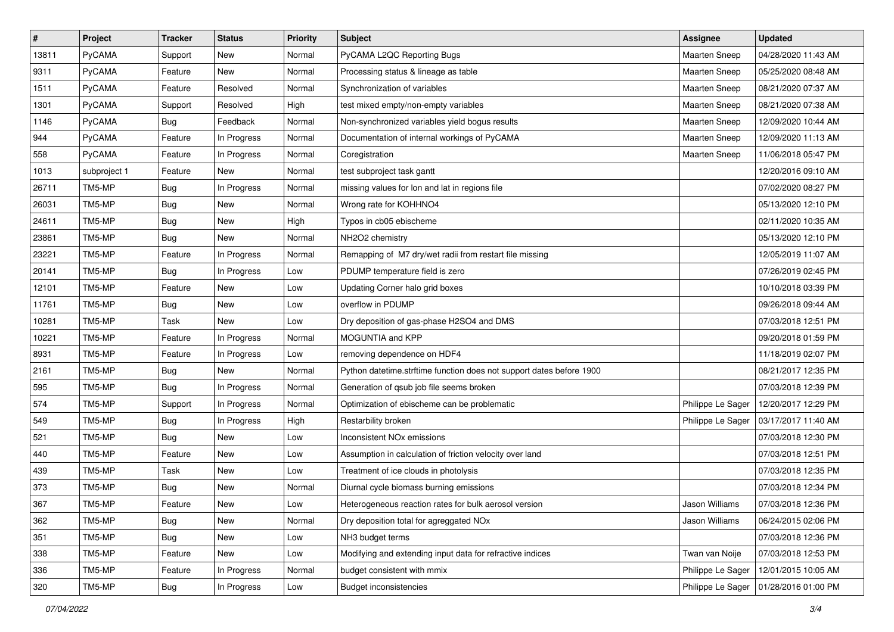| # | Project | Tracker | Status | Priority | Subject | Assignee | Updated |
|---|---|---|---|---|---|---|---|
| 13811 | PyCAMA | Support | New | Normal | PyCAMA L2QC Reporting Bugs | Maarten Sneep | 04/28/2020 11:43 AM |
| 9311 | PyCAMA | Feature | New | Normal | Processing status & lineage as table | Maarten Sneep | 05/25/2020 08:48 AM |
| 1511 | PyCAMA | Feature | Resolved | Normal | Synchronization of variables | Maarten Sneep | 08/21/2020 07:37 AM |
| 1301 | PyCAMA | Support | Resolved | High | test mixed empty/non-empty variables | Maarten Sneep | 08/21/2020 07:38 AM |
| 1146 | PyCAMA | Bug | Feedback | Normal | Non-synchronized variables yield bogus results | Maarten Sneep | 12/09/2020 10:44 AM |
| 944 | PyCAMA | Feature | In Progress | Normal | Documentation of internal workings of PyCAMA | Maarten Sneep | 12/09/2020 11:13 AM |
| 558 | PyCAMA | Feature | In Progress | Normal | Coregistration | Maarten Sneep | 11/06/2018 05:47 PM |
| 1013 | subproject 1 | Feature | New | Normal | test subproject task gantt | | 12/20/2016 09:10 AM |
| 26711 | TM5-MP | Bug | In Progress | Normal | missing values for lon and lat in regions file | | 07/02/2020 08:27 PM |
| 26031 | TM5-MP | Bug | New | Normal | Wrong rate for KOHHNO4 | | 05/13/2020 12:10 PM |
| 24611 | TM5-MP | Bug | New | High | Typos in cb05 ebischeme | | 02/11/2020 10:35 AM |
| 23861 | TM5-MP | Bug | New | Normal | NH2O2 chemistry | | 05/13/2020 12:10 PM |
| 23221 | TM5-MP | Feature | In Progress | Normal | Remapping of M7 dry/wet radii from restart file missing | | 12/05/2019 11:07 AM |
| 20141 | TM5-MP | Bug | In Progress | Low | PDUMP temperature field is zero | | 07/26/2019 02:45 PM |
| 12101 | TM5-MP | Feature | New | Low | Updating Corner halo grid boxes | | 10/10/2018 03:39 PM |
| 11761 | TM5-MP | Bug | New | Low | overflow in PDUMP | | 09/26/2018 09:44 AM |
| 10281 | TM5-MP | Task | New | Low | Dry deposition of gas-phase H2SO4 and DMS | | 07/03/2018 12:51 PM |
| 10221 | TM5-MP | Feature | In Progress | Normal | MOGUNTIA and KPP | | 09/20/2018 01:59 PM |
| 8931 | TM5-MP | Feature | In Progress | Low | removing dependence on HDF4 | | 11/18/2019 02:07 PM |
| 2161 | TM5-MP | Bug | New | Normal | Python datetime.strftime function does not support dates before 1900 | | 08/21/2017 12:35 PM |
| 595 | TM5-MP | Bug | In Progress | Normal | Generation of qsub job file seems broken | | 07/03/2018 12:39 PM |
| 574 | TM5-MP | Support | In Progress | Normal | Optimization of ebischeme can be problematic | Philippe Le Sager | 12/20/2017 12:29 PM |
| 549 | TM5-MP | Bug | In Progress | High | Restarbility broken | Philippe Le Sager | 03/17/2017 11:40 AM |
| 521 | TM5-MP | Bug | New | Low | Inconsistent NOx emissions | | 07/03/2018 12:30 PM |
| 440 | TM5-MP | Feature | New | Low | Assumption in calculation of friction velocity over land | | 07/03/2018 12:51 PM |
| 439 | TM5-MP | Task | New | Low | Treatment of ice clouds in photolysis | | 07/03/2018 12:35 PM |
| 373 | TM5-MP | Bug | New | Normal | Diurnal cycle biomass burning emissions | | 07/03/2018 12:34 PM |
| 367 | TM5-MP | Feature | New | Low | Heterogeneous reaction rates for bulk aerosol version | Jason Williams | 07/03/2018 12:36 PM |
| 362 | TM5-MP | Bug | New | Normal | Dry deposition total for agreggated NOx | Jason Williams | 06/24/2015 02:06 PM |
| 351 | TM5-MP | Bug | New | Low | NH3 budget terms | | 07/03/2018 12:36 PM |
| 338 | TM5-MP | Feature | New | Low | Modifying and extending input data for refractive indices | Twan van Noije | 07/03/2018 12:53 PM |
| 336 | TM5-MP | Feature | In Progress | Normal | budget consistent with mmix | Philippe Le Sager | 12/01/2015 10:05 AM |
| 320 | TM5-MP | Bug | In Progress | Low | Budget inconsistencies | Philippe Le Sager | 01/28/2016 01:00 PM |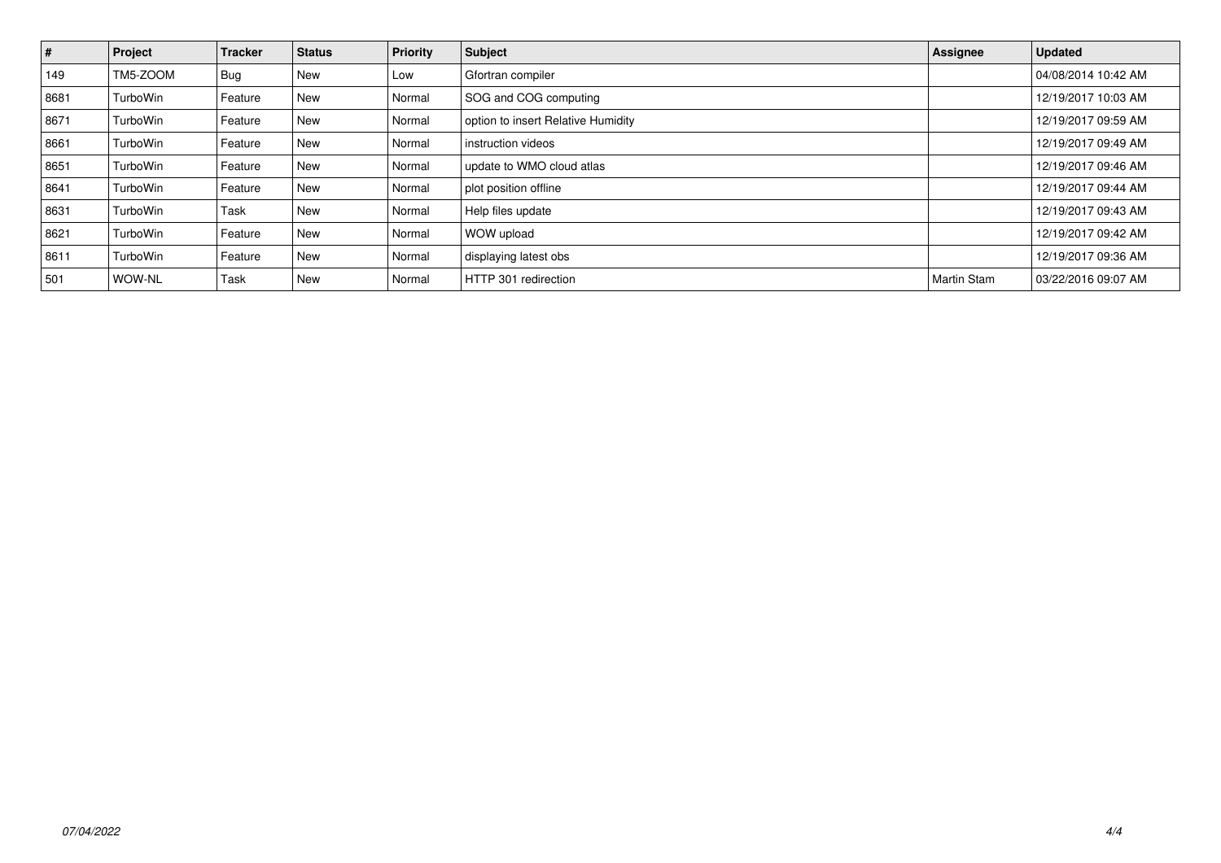| # | Project | Tracker | Status | Priority | Subject | Assignee | Updated |
|---|---|---|---|---|---|---|---|
| 149 | TM5-ZOOM | Bug | New | Low | Gfortran compiler | | 04/08/2014 10:42 AM |
| 8681 | TurboWin | Feature | New | Normal | SOG and COG computing | | 12/19/2017 10:03 AM |
| 8671 | TurboWin | Feature | New | Normal | option to insert Relative Humidity | | 12/19/2017 09:59 AM |
| 8661 | TurboWin | Feature | New | Normal | instruction videos | | 12/19/2017 09:49 AM |
| 8651 | TurboWin | Feature | New | Normal | update to WMO cloud atlas | | 12/19/2017 09:46 AM |
| 8641 | TurboWin | Feature | New | Normal | plot position offline | | 12/19/2017 09:44 AM |
| 8631 | TurboWin | Task | New | Normal | Help files update | | 12/19/2017 09:43 AM |
| 8621 | TurboWin | Feature | New | Normal | WOW upload | | 12/19/2017 09:42 AM |
| 8611 | TurboWin | Feature | New | Normal | displaying latest obs | | 12/19/2017 09:36 AM |
| 501 | WOW-NL | Task | New | Normal | HTTP 301 redirection | Martin Stam | 03/22/2016 09:07 AM |